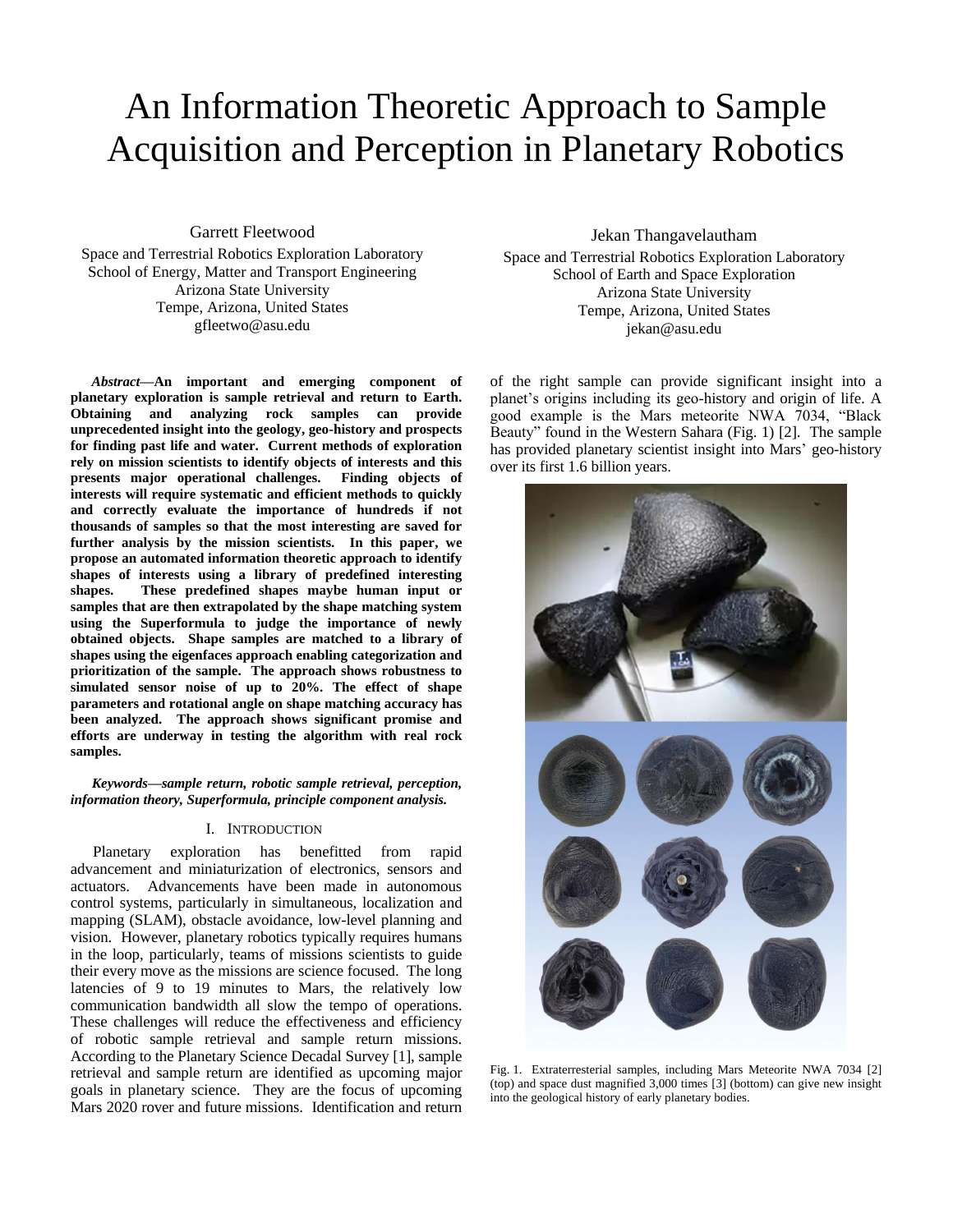# An Information Theoretic Approach to Sample Acquisition and Perception in Planetary Robotics

Garrett Fleetwood
Space and Terrestrial Robotics Exploration Laboratory
School of Energy, Matter and Transport Engineering
Arizona State University
Tempe, Arizona, United States
gfleetwo@asu.edu

Jekan Thangavelautham
Space and Terrestrial Robotics Exploration Laboratory
School of Earth and Space Exploration
Arizona State University
Tempe, Arizona, United States
jekan@asu.edu

***Abstract*—An important and emerging component of planetary exploration is sample retrieval and return to Earth. Obtaining and analyzing rock samples can provide unprecedented insight into the geology, geo-history and prospects for finding past life and water. Current methods of exploration rely on mission scientists to identify objects of interests and this presents major operational challenges. Finding objects of interests will require systematic and efficient methods to quickly and correctly evaluate the importance of hundreds if not thousands of samples so that the most interesting are saved for further analysis by the mission scientists. In this paper, we propose an automated information theoretic approach to identify shapes of interests using a library of predefined interesting shapes. These predefined shapes maybe human input or samples that are then extrapolated by the shape matching system using the Superformula to judge the importance of newly obtained objects. Shape samples are matched to a library of shapes using the eigenfaces approach enabling categorization and prioritization of the sample. The approach shows robustness to simulated sensor noise of up to 20%. The effect of shape parameters and rotational angle on shape matching accuracy has been analyzed. The approach shows significant promise and efforts are underway in testing the algorithm with real rock samples.**

***Keywords—sample return, robotic sample retrieval, perception, information theory, Superformula, principle component analysis.***

## I. Introduction

Planetary exploration has benefitted from rapid advancement and miniaturization of electronics, sensors and actuators. Advancements have been made in autonomous control systems, particularly in simultaneous, localization and mapping (SLAM), obstacle avoidance, low-level planning and vision. However, planetary robotics typically requires humans in the loop, particularly, teams of missions scientists to guide their every move as the missions are science focused. The long latencies of 9 to 19 minutes to Mars, the relatively low communication bandwidth all slow the tempo of operations. These challenges will reduce the effectiveness and efficiency of robotic sample retrieval and sample return missions. According to the Planetary Science Decadal Survey [1], sample retrieval and sample return are identified as upcoming major goals in planetary science. They are the focus of upcoming Mars 2020 rover and future missions. Identification and return of the right sample can provide significant insight into a planet's origins including its geo-history and origin of life. A good example is the Mars meteorite NWA 7034, "Black Beauty" found in the Western Sahara (Fig. 1) [2]. The sample has provided planetary scientist insight into Mars' geo-history over its first 1.6 billion years.

Fig. 1. Extraterresterial samples, including Mars Meteorite NWA 7034 [2] (top) and space dust magnified 3,000 times [3] (bottom) can give new insight into the geological history of early planetary bodies.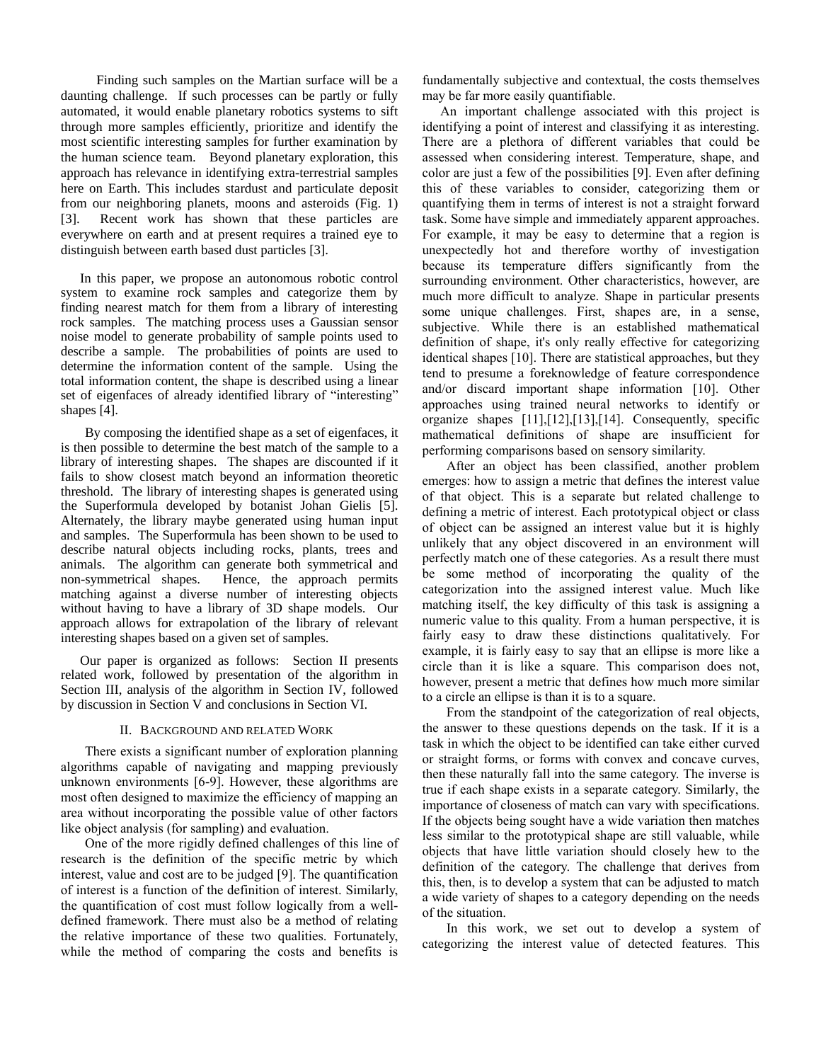Finding such samples on the Martian surface will be a daunting challenge. If such processes can be partly or fully automated, it would enable planetary robotics systems to sift through more samples efficiently, prioritize and identify the most scientific interesting samples for further examination by the human science team. Beyond planetary exploration, this approach has relevance in identifying extra-terrestrial samples here on Earth. This includes stardust and particulate deposit from our neighboring planets, moons and asteroids (Fig. 1) [3]. Recent work has shown that these particles are everywhere on earth and at present requires a trained eye to distinguish between earth based dust particles [3].

In this paper, we propose an autonomous robotic control system to examine rock samples and categorize them by finding nearest match for them from a library of interesting rock samples. The matching process uses a Gaussian sensor noise model to generate probability of sample points used to describe a sample. The probabilities of points are used to determine the information content of the sample. Using the total information content, the shape is described using a linear set of eigenfaces of already identified library of "interesting" shapes [4].

By composing the identified shape as a set of eigenfaces, it is then possible to determine the best match of the sample to a library of interesting shapes. The shapes are discounted if it fails to show closest match beyond an information theoretic threshold. The library of interesting shapes is generated using the Superformula developed by botanist Johan Gielis [5]. Alternately, the library maybe generated using human input and samples. The Superformula has been shown to be used to describe natural objects including rocks, plants, trees and animals. The algorithm can generate both symmetrical and non-symmetrical shapes. Hence, the approach permits matching against a diverse number of interesting objects without having to have a library of 3D shape models. Our approach allows for extrapolation of the library of relevant interesting shapes based on a given set of samples.

Our paper is organized as follows: Section II presents related work, followed by presentation of the algorithm in Section III, analysis of the algorithm in Section IV, followed by discussion in Section V and conclusions in Section VI.

## II. Background and related Work

There exists a significant number of exploration planning algorithms capable of navigating and mapping previously unknown environments [6-9]. However, these algorithms are most often designed to maximize the efficiency of mapping an area without incorporating the possible value of other factors like object analysis (for sampling) and evaluation.

One of the more rigidly defined challenges of this line of research is the definition of the specific metric by which interest, value and cost are to be judged [9]. The quantification of interest is a function of the definition of interest. Similarly, the quantification of cost must follow logically from a well-defined framework. There must also be a method of relating the relative importance of these two qualities. Fortunately, while the method of comparing the costs and benefits is fundamentally subjective and contextual, the costs themselves may be far more easily quantifiable.

An important challenge associated with this project is identifying a point of interest and classifying it as interesting. There are a plethora of different variables that could be assessed when considering interest. Temperature, shape, and color are just a few of the possibilities [9]. Even after defining this of these variables to consider, categorizing them or quantifying them in terms of interest is not a straight forward task. Some have simple and immediately apparent approaches. For example, it may be easy to determine that a region is unexpectedly hot and therefore worthy of investigation because its temperature differs significantly from the surrounding environment. Other characteristics, however, are much more difficult to analyze. Shape in particular presents some unique challenges. First, shapes are, in a sense, subjective. While there is an established mathematical definition of shape, it's only really effective for categorizing identical shapes [10]. There are statistical approaches, but they tend to presume a foreknowledge of feature correspondence and/or discard important shape information [10]. Other approaches using trained neural networks to identify or organize shapes [11],[12],[13],[14]. Consequently, specific mathematical definitions of shape are insufficient for performing comparisons based on sensory similarity.

After an object has been classified, another problem emerges: how to assign a metric that defines the interest value of that object. This is a separate but related challenge to defining a metric of interest. Each prototypical object or class of object can be assigned an interest value but it is highly unlikely that any object discovered in an environment will perfectly match one of these categories. As a result there must be some method of incorporating the quality of the categorization into the assigned interest value. Much like matching itself, the key difficulty of this task is assigning a numeric value to this quality. From a human perspective, it is fairly easy to draw these distinctions qualitatively. For example, it is fairly easy to say that an ellipse is more like a circle than it is like a square. This comparison does not, however, present a metric that defines how much more similar to a circle an ellipse is than it is to a square.

From the standpoint of the categorization of real objects, the answer to these questions depends on the task. If it is a task in which the object to be identified can take either curved or straight forms, or forms with convex and concave curves, then these naturally fall into the same category. The inverse is true if each shape exists in a separate category. Similarly, the importance of closeness of match can vary with specifications. If the objects being sought have a wide variation then matches less similar to the prototypical shape are still valuable, while objects that have little variation should closely hew to the definition of the category. The challenge that derives from this, then, is to develop a system that can be adjusted to match a wide variety of shapes to a category depending on the needs of the situation.

In this work, we set out to develop a system of categorizing the interest value of detected features. This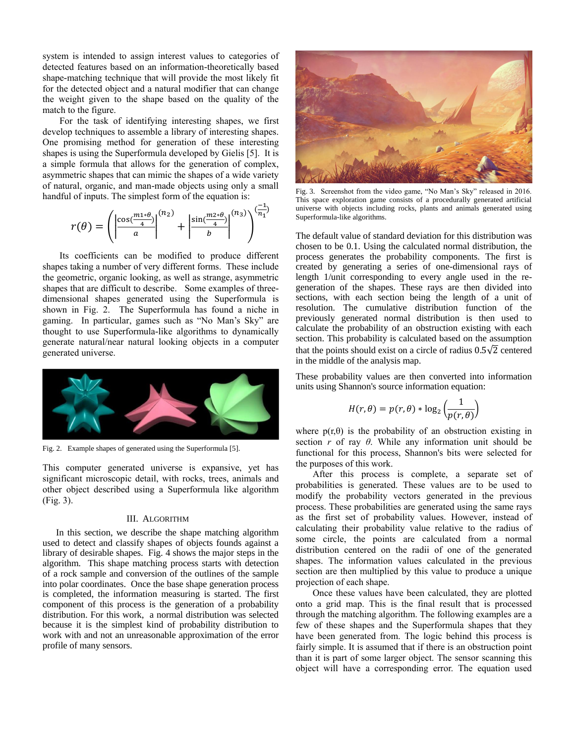system is intended to assign interest values to categories of detected features based on an information-theoretically based shape-matching technique that will provide the most likely fit for the detected object and a natural modifier that can change the weight given to the shape based on the quality of the match to the figure.

For the task of identifying interesting shapes, we first develop techniques to assemble a library of interesting shapes. One promising method for generation of these interesting shapes is using the Superformula developed by Gielis [5]. It is a simple formula that allows for the generation of complex, asymmetric shapes that can mimic the shapes of a wide variety of natural, organic, and man-made objects using only a small handful of inputs. The simplest form of the equation is:

$$r(\theta) = \left( \left| \frac{\cos(\frac{m1*\theta}{4})}{a} \right|^{(n_2)} + \left| \frac{\sin(\frac{m2*\theta}{4})}{b} \right|^{(n_3)} \right)^{(\frac{-1}{n_1})}$$

Its coefficients can be modified to produce different shapes taking a number of very different forms. These include the geometric, organic looking, as well as strange, asymmetric shapes that are difficult to describe. Some examples of three-dimensional shapes generated using the Superformula is shown in Fig. 2. The Superformula has found a niche in gaming. In particular, games such as "No Man's Sky" are thought to use Superformula-like algorithms to dynamically generate natural/near natural looking objects in a computer generated universe.

Fig. 2. Example shapes of generated using the Superformula [5].

This computer generated universe is expansive, yet has significant microscopic detail, with rocks, trees, animals and other object described using a Superformula like algorithm (Fig. 3).

## III. Algorithm

In this section, we describe the shape matching algorithm used to detect and classify shapes of objects found against a library of desirable shapes. Fig. 4 shows the major steps in the algorithm. This shape matching process starts with detection of a rock sample and conversion of the outlines of the sample into polar coordinates. Once the base shape generation process is completed, the information measuring is started. The first component of this process is the generation of a probability distribution. For this work, a normal distribution was selected because it is the simplest kind of probability distribution to work with and not an unreasonable approximation of the error profile of many sensors.

Fig. 3. Screenshot from the video game, "No Man's Sky" released in 2016. This space exploration game consists of a procedurally generated artificial universe with objects including rocks, plants and animals generated using Superformula-like algorithms.

The default value of standard deviation for this distribution was chosen to be 0.1. Using the calculated normal distribution, the process generates the probability components. The first is created by generating a series of one-dimensional rays of length 1/unit corresponding to every angle used in the re-generation of the shapes. These rays are then divided into sections, with each section being the length of a unit of resolution. The cumulative distribution function of the previously generated normal distribution is then used to calculate the probability of an obstruction existing with each section. This probability is calculated based on the assumption that the points should exist on a circle of radius $0.5\sqrt{2}$ centered in the middle of the analysis map.

These probability values are then converted into information units using Shannon's source information equation:

$$H(r, \theta) = p(r, \theta) * \log_2 \left( \frac{1}{p(r, \theta)} \right)$$

where $p(r,\theta)$ is the probability of an obstruction existing in section $r$ of ray $\theta$. While any information unit should be functional for this process, Shannon's bits were selected for the purposes of this work.

After this process is complete, a separate set of probabilities is generated. These values are to be used to modify the probability vectors generated in the previous process. These probabilities are generated using the same rays as the first set of probability values. However, instead of calculating their probability value relative to the radius of some circle, the points are calculated from a normal distribution centered on the radii of one of the generated shapes. The information values calculated in the previous section are then multiplied by this value to produce a unique projection of each shape.

Once these values have been calculated, they are plotted onto a grid map. This is the final result that is processed through the matching algorithm. The following examples are a few of these shapes and the Superformula shapes that they have been generated from. The logic behind this process is fairly simple. It is assumed that if there is an obstruction point than it is part of some larger object. The sensor scanning this object will have a corresponding error. The equation used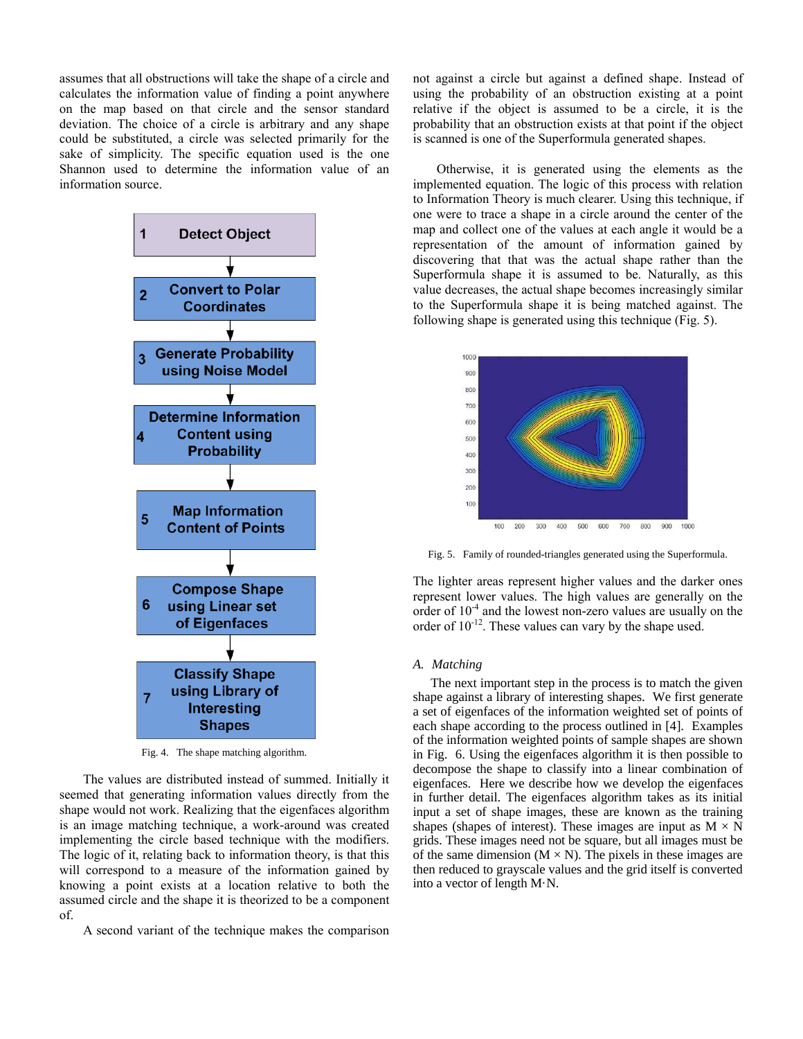assumes that all obstructions will take the shape of a circle and calculates the information value of finding a point anywhere on the map based on that circle and the sensor standard deviation. The choice of a circle is arbitrary and any shape could be substituted, a circle was selected primarily for the sake of simplicity. The specific equation used is the one Shannon used to determine the information value of an information source.

1 Detect Object

2 Convert to Polar Coordinates

3 Generate Probability using Noise Model

4 Determine Information Content using Probability

5 Map Information Content of Points

6 Compose Shape using Linear set of Eigenfaces

7 Classify Shape using Library of Interesting Shapes

Fig. 4. The shape matching algorithm.

The values are distributed instead of summed. Initially it seemed that generating information values directly from the shape would not work. Realizing that the eigenfaces algorithm is an image matching technique, a work-around was created implementing the circle based technique with the modifiers. The logic of it, relating back to information theory, is that this will correspond to a measure of the information gained by knowing a point exists at a location relative to both the assumed circle and the shape it is theorized to be a component of.

A second variant of the technique makes the comparison not against a circle but against a defined shape. Instead of using the probability of an obstruction existing at a point relative if the object is assumed to be a circle, it is the probability that an obstruction exists at that point if the object is scanned is one of the Superformula generated shapes.

Otherwise, it is generated using the elements as the implemented equation. The logic of this process with relation to Information Theory is much clearer. Using this technique, if one were to trace a shape in a circle around the center of the map and collect one of the values at each angle it would be a representation of the amount of information gained by discovering that that was the actual shape rather than the Superformula shape it is assumed to be. Naturally, as this value decreases, the actual shape becomes increasingly similar to the Superformula shape it is being matched against. The following shape is generated using this technique (Fig. 5).

1000
900
800
700
600
500
400
300
200
100

100 200 300 400 500 600 700 800 900 1000

Fig. 5. Family of rounded-triangles generated using the Superformula.

The lighter areas represent higher values and the darker ones represent lower values. The high values are generally on the order of $10^{-4}$ and the lowest non-zero values are usually on the order of $10^{-12}$. These values can vary by the shape used.

### A. Matching

The next important step in the process is to match the given shape against a library of interesting shapes. We first generate a set of eigenfaces of the information weighted set of points of each shape according to the process outlined in [4]. Examples of the information weighted points of sample shapes are shown in Fig. 6. Using the eigenfaces algorithm it is then possible to decompose the shape to classify into a linear combination of eigenfaces. Here we describe how we develop the eigenfaces in further detail. The eigenfaces algorithm takes as its initial input a set of shape images, these are known as the training shapes (shapes of interest). These images are input as $M \times N$ grids. These images need not be square, but all images must be of the same dimension ($M \times N$). The pixels in these images are then reduced to grayscale values and the grid itself is converted into a vector of length $M \cdot N$.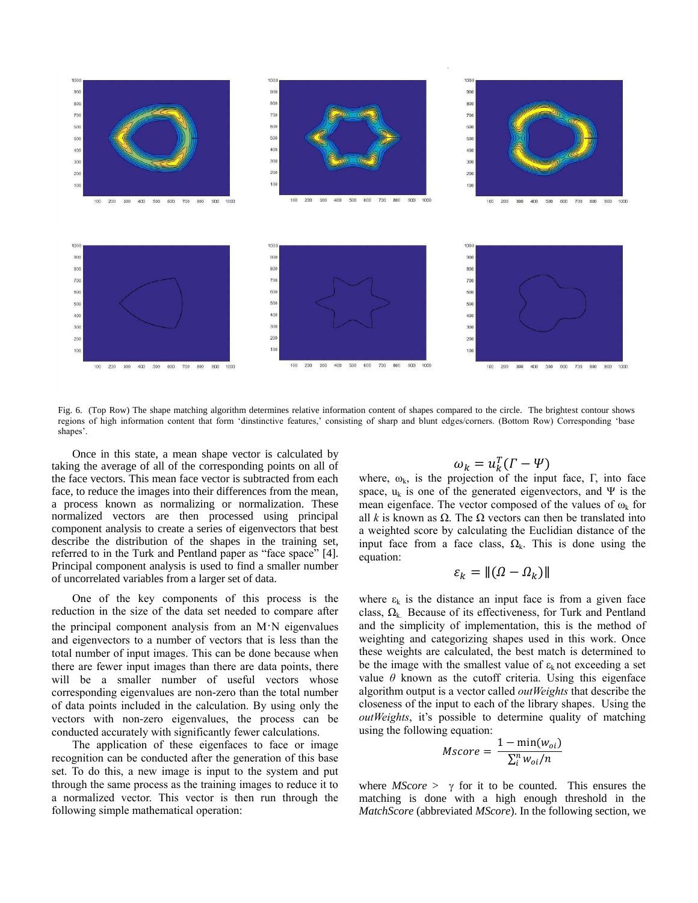Fig. 6. (Top Row) The shape matching algorithm determines relative information content of shapes compared to the circle. The brightest contour shows regions of high information content that form 'dinstinctive features,' consisting of sharp and blunt edges/corners. (Bottom Row) Corresponding 'base shapes'.

Once in this state, a mean shape vector is calculated by taking the average of all of the corresponding points on all of the face vectors. This mean face vector is subtracted from each face, to reduce the images into their differences from the mean, a process known as normalizing or normalization. These normalized vectors are then processed using principal component analysis to create a series of eigenvectors that best describe the distribution of the shapes in the training set, referred to in the Turk and Pentland paper as "face space" [4]. Principal component analysis is used to find a smaller number of uncorrelated variables from a larger set of data.

One of the key components of this process is the reduction in the size of the data set needed to compare after the principal component analysis from an M·N eigenvalues and eigenvectors to a number of vectors that is less than the total number of input images. This can be done because when there are fewer input images than there are data points, there will be a smaller number of useful vectors whose corresponding eigenvalues are non-zero than the total number of data points included in the calculation. By using only the vectors with non-zero eigenvalues, the process can be conducted accurately with significantly fewer calculations.

The application of these eigenfaces to face or image recognition can be conducted after the generation of this base set. To do this, a new image is input to the system and put through the same process as the training images to reduce it to a normalized vector. This vector is then run through the following simple mathematical operation:

$$\omega_k = u_k^T(\Gamma - \Psi)$$

where, $\omega_k$, is the projection of the input face, $\Gamma$, into face space, $u_k$ is one of the generated eigenvectors, and $\Psi$ is the mean eigenface. The vector composed of the values of $\omega_k$ for all $k$ is known as $\Omega$. The $\Omega$ vectors can then be translated into a weighted score by calculating the Euclidian distance of the input face from a face class, $\Omega_k$. This is done using the equation:

$$\varepsilon_k = \|(\Omega - \Omega_k)\|$$

where $\varepsilon_k$ is the distance an input face is from a given face class, $\Omega_k$. Because of its effectiveness, for Turk and Pentland and the simplicity of implementation, this is the method of weighting and categorizing shapes used in this work. Once these weights are calculated, the best match is determined to be the image with the smallest value of $\varepsilon_k$ not exceeding a set value $\theta$ known as the cutoff criteria. Using this eigenface algorithm output is a vector called *outWeights* that describe the closeness of the input to each of the library shapes. Using the *outWeights*, it's possible to determine quality of matching using the following equation:

$$Mscore = \frac{1 - \min(w_{oi})}{\sum_i^n w_{oi}/n}$$

where *MScore* > $\gamma$ for it to be counted. This ensures the matching is done with a high enough threshold in the *MatchScore* (abbreviated *MScore*). In the following section, we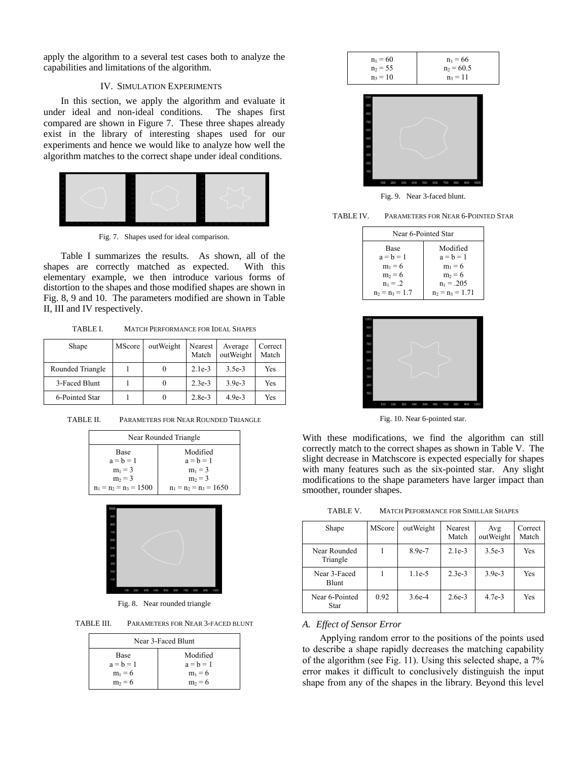apply the algorithm to a several test cases both to analyze the capabilities and limitations of the algorithm.

## IV. Simulation Experiments

In this section, we apply the algorithm and evaluate it under ideal and non-ideal conditions. The shapes first compared are shown in Figure 7. These three shapes already exist in the library of interesting shapes used for our experiments and hence we would like to analyze how well the algorithm matches to the correct shape under ideal conditions.

Fig. 7. Shapes used for ideal comparison.

Table I summarizes the results. As shown, all of the shapes are correctly matched as expected. With this elementary example, we then introduce various forms of distortion to the shapes and those modified shapes are shown in Fig. 8, 9 and 10. The parameters modified are shown in Table II, III and IV respectively.

TABLE I. Match Performance for Ideal Shapes

| Shape | MScore | outWeight | Nearest Match | Average outWeight | Correct Match |
|---|---|---|---|---|---|
| Rounded Triangle | 1 | 0 | 2.1e-3 | 3.5e-3 | Yes |
| 3-Faced Blunt | 1 | 0 | 2.3e-3 | 3.9e-3 | Yes |
| 6-Pointed Star | 1 | 0 | 2.8e-3 | 4.9e-3 | Yes |

TABLE II. Parameters for Near Rounded Triangle

| Near Rounded Triangle | |
|---|---|
| Base<br>$a = b = 1$<br>$m_1 = 3$<br>$m_2 = 3$<br>$n_1 = n_2 = n_3 = 1500$ | Modified<br>$a = b = 1$<br>$m_1 = 3$<br>$m_2 = 3$<br>$n_1 = n_2 = n_3 = 1650$ |

Fig. 8. Near rounded triangle

TABLE III. Parameters for Near 3-faced blunt

| Near 3-Faced Blunt | |
|---|---|
| Base<br>$a = b = 1$<br>$m_1 = 6$<br>$m_2 = 6$<br>$n_1 = 60$<br>$n_2 = 55$<br>$n_3 = 10$ | Modified<br>$a = b = 1$<br>$m_1 = 6$<br>$m_2 = 6$<br>$n_1 = 66$<br>$n_2 = 60.5$<br>$n_3 = 11$ |

Fig. 9. Near 3-faced blunt.

TABLE IV. Parameters for Near 6-Pointed Star

| Near 6-Pointed Star | |
|---|---|
| Base<br>$a = b = 1$<br>$m_1 = 6$<br>$m_2 = 6$<br>$n_1 = .2$<br>$n_2 = n_3 = 1.7$ | Modified<br>$a = b = 1$<br>$m_1 = 6$<br>$m_2 = 6$<br>$n_1 = .205$<br>$n_2 = n_3 = 1.71$ |

Fig. 10. Near 6-pointed star.

With these modifications, we find the algorithm can still correctly match to the correct shapes as shown in Table V. The slight decrease in Matchscore is expected especially for shapes with many features such as the six-pointed star. Any slight modifications to the shape parameters have larger impact than smoother, rounder shapes.

TABLE V. Match Peformance for Simillar Shapes

| Shape | MScore | outWeight | Nearest Match | Avg outWeight | Correct Match |
|---|---|---|---|---|---|
| Near Rounded Triangle | 1 | 8.9e-7 | 2.1e-3 | 3.5e-3 | Yes |
| Near 3-Faced Blunt | 1 | 1.1e-5 | 2.3e-3 | 3.9e-3 | Yes |
| Near 6-Pointed Star | 0.92 | 3.6e-4 | 2.6e-3 | 4.7e-3 | Yes |

### A. Effect of Sensor Error

Applying random error to the positions of the points used to describe a shape rapidly decreases the matching capability of the algorithm (see Fig. 11). Using this selected shape, a 7% error makes it difficult to conclusively distinguish the input shape from any of the shapes in the library. Beyond this level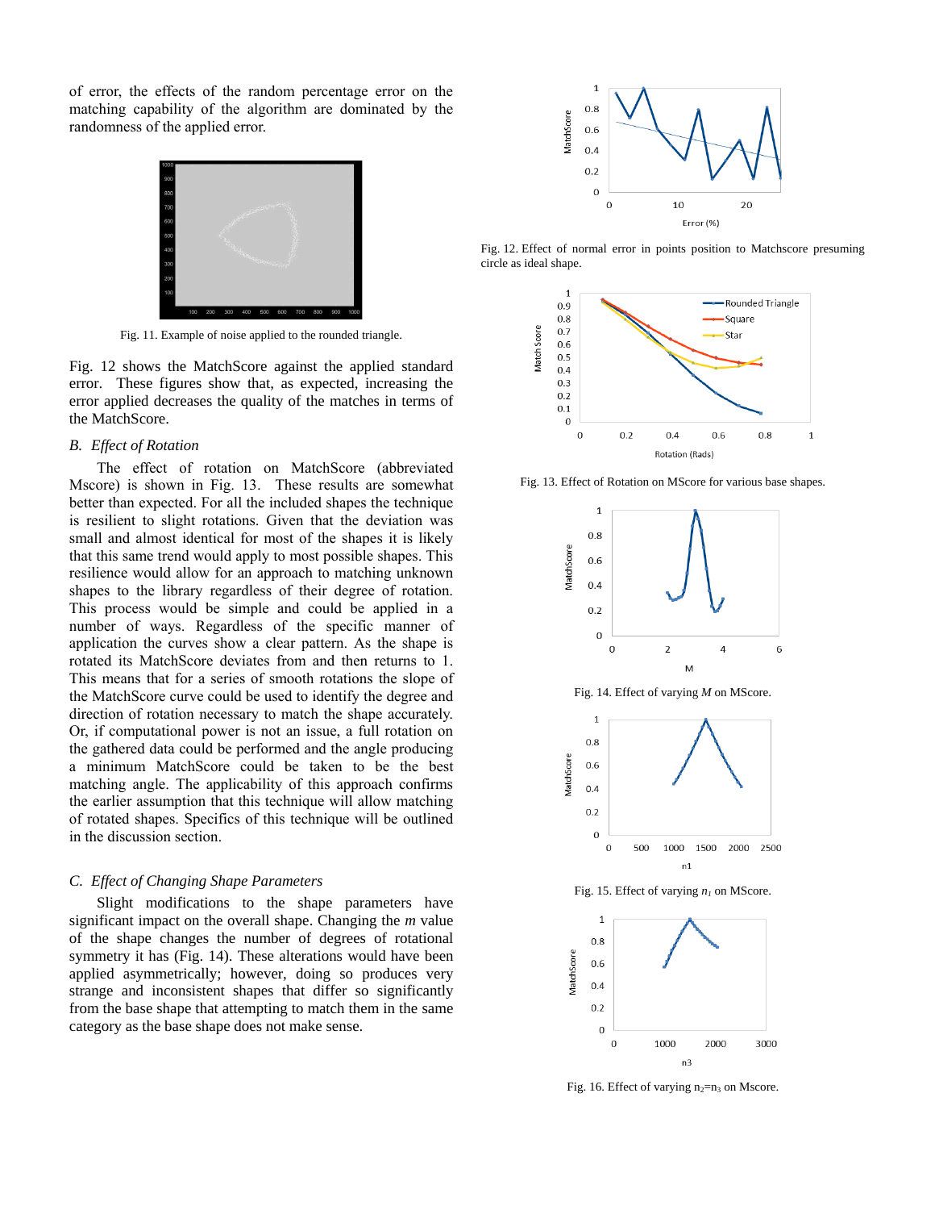of error, the effects of the random percentage error on the matching capability of the algorithm are dominated by the randomness of the applied error.

1000
900
800
700
600
500
400
300
200
100
100 200 300 400 500 600 700 800 900 1000

Fig. 11. Example of noise applied to the rounded triangle.

Fig. 12 shows the MatchScore against the applied standard error. These figures show that, as expected, increasing the error applied decreases the quality of the matches in terms of the MatchScore.

### B. *Effect of Rotation*

The effect of rotation on MatchScore (abbreviated Mscore) is shown in Fig. 13. These results are somewhat better than expected. For all the included shapes the technique is resilient to slight rotations. Given that the deviation was small and almost identical for most of the shapes it is likely that this same trend would apply to most possible shapes. This resilience would allow for an approach to matching unknown shapes to the library regardless of their degree of rotation. This process would be simple and could be applied in a number of ways. Regardless of the specific manner of application the curves show a clear pattern. As the shape is rotated its MatchScore deviates from and then returns to 1. This means that for a series of smooth rotations the slope of the MatchScore curve could be used to identify the degree and direction of rotation necessary to match the shape accurately. Or, if computational power is not an issue, a full rotation on the gathered data could be performed and the angle producing a minimum MatchScore could be taken to be the best matching angle. The applicability of this approach confirms the earlier assumption that this technique will allow matching of rotated shapes. Specifics of this technique will be outlined in the discussion section.

### C. *Effect of Changing Shape Parameters*

Slight modifications to the shape parameters have significant impact on the overall shape. Changing the *m* value of the shape changes the number of degrees of rotational symmetry it has (Fig. 14). These alterations would have been applied asymmetrically; however, doing so produces very strange and inconsistent shapes that differ so significantly from the base shape that attempting to match them in the same category as the base shape does not make sense.

MatchScore
1
0.8
0.6
0.4
0.2
0
0 10 20
Error (%)

Fig. 12. Effect of normal error in points position to Matchscore presuming circle as ideal shape.

Match Score
1
0.9
0.8
0.7
0.6
0.5
0.4
0.3
0.2
0.1
0
0 0.2 0.4 0.6 0.8 1
Rotation (Rads)
Rounded Triangle
Square
Star

Fig. 13. Effect of Rotation on MScore for various base shapes.

MatchScore
1
0.8
0.6
0.4
0.2
0
0 2 4 6
M

Fig. 14. Effect of varying *M* on MScore.

MatchScore
1
0.8
0.6
0.4
0.2
0
0 500 1000 1500 2000 2500
n1

Fig. 15. Effect of varying $n_1$ on MScore.

MatchScore
1
0.8
0.6
0.4
0.2
0
0 1000 2000 3000
n3

Fig. 16. Effect of varying $n_2=n_3$ on Mscore.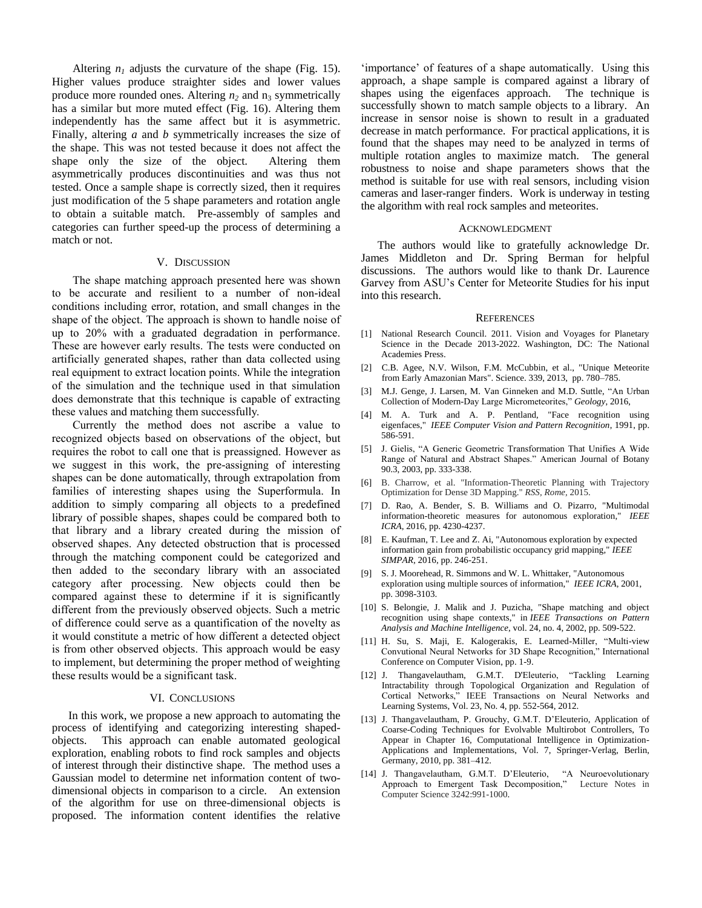Altering $n_1$ adjusts the curvature of the shape (Fig. 15). Higher values produce straighter sides and lower values produce more rounded ones. Altering $n_2$ and $n_3$ symmetrically has a similar but more muted effect (Fig. 16). Altering them independently has the same affect but it is asymmetric. Finally, altering *a* and *b* symmetrically increases the size of the shape. This was not tested because it does not affect the shape only the size of the object. Altering them asymmetrically produces discontinuities and was thus not tested. Once a sample shape is correctly sized, then it requires just modification of the 5 shape parameters and rotation angle to obtain a suitable match. Pre-assembly of samples and categories can further speed-up the process of determining a match or not.

## V. Discussion

The shape matching approach presented here was shown to be accurate and resilient to a number of non-ideal conditions including error, rotation, and small changes in the shape of the object. The approach is shown to handle noise of up to 20% with a graduated degradation in performance. These are however early results. The tests were conducted on artificially generated shapes, rather than data collected using real equipment to extract location points. While the integration of the simulation and the technique used in that simulation does demonstrate that this technique is capable of extracting these values and matching them successfully.

Currently the method does not ascribe a value to recognized objects based on observations of the object, but requires the robot to call one that is preassigned. However as we suggest in this work, the pre-assigning of interesting shapes can be done automatically, through extrapolation from families of interesting shapes using the Superformula. In addition to simply comparing all objects to a predefined library of possible shapes, shapes could be compared both to that library and a library created during the mission of observed shapes. Any detected obstruction that is processed through the matching component could be categorized and then added to the secondary library with an associated category after processing. New objects could then be compared against these to determine if it is significantly different from the previously observed objects. Such a metric of difference could serve as a quantification of the novelty as it would constitute a metric of how different a detected object is from other observed objects. This approach would be easy to implement, but determining the proper method of weighting these results would be a significant task.

## VI. Conclusions

In this work, we propose a new approach to automating the process of identifying and categorizing interesting shaped-objects. This approach can enable automated geological exploration, enabling robots to find rock samples and objects of interest through their distinctive shape. The method uses a Gaussian model to determine net information content of two-dimensional objects in comparison to a circle. An extension of the algorithm for use on three-dimensional objects is proposed. The information content identifies the relative 'importance' of features of a shape automatically. Using this approach, a shape sample is compared against a library of shapes using the eigenfaces approach. The technique is successfully shown to match sample objects to a library. An increase in sensor noise is shown to result in a graduated decrease in match performance. For practical applications, it is found that the shapes may need to be analyzed in terms of multiple rotation angles to maximize match. The general robustness to noise and shape parameters shows that the method is suitable for use with real sensors, including vision cameras and laser-ranger finders. Work is underway in testing the algorithm with real rock samples and meteorites.

## Acknowledgment

The authors would like to gratefully acknowledge Dr. James Middleton and Dr. Spring Berman for helpful discussions. The authors would like to thank Dr. Laurence Garvey from ASU's Center for Meteorite Studies for his input into this research.

## References

[1] National Research Council. 2011. Vision and Voyages for Planetary Science in the Decade 2013-2022. Washington, DC: The National Academies Press.

[2] C.B. Agee, N.V. Wilson, F.M. McCubbin, et al., "Unique Meteorite from Early Amazonian Mars". Science. 339, 2013, pp. 780–785.

[3] M.J. Genge, J. Larsen, M. Van Ginneken and M.D. Suttle, "An Urban Collection of Modern-Day Large Micrometeorites," *Geology*, 2016,

[4] M. A. Turk and A. P. Pentland, "Face recognition using eigenfaces," *IEEE Computer Vision and Pattern Recognition*, 1991, pp. 586-591.

[5] J. Gielis, "A Generic Geometric Transformation That Unifies A Wide Range of Natural and Abstract Shapes." American Journal of Botany 90.3, 2003, pp. 333-338.

[6] B. Charrow, et al. "Information-Theoretic Planning with Trajectory Optimization for Dense 3D Mapping." *RSS, Rome*, 2015.

[7] D. Rao, A. Bender, S. B. Williams and O. Pizarro, "Multimodal information-theoretic measures for autonomous exploration," *IEEE ICRA*, 2016, pp. 4230-4237.

[8] E. Kaufman, T. Lee and Z. Ai, "Autonomous exploration by expected information gain from probabilistic occupancy grid mapping," *IEEE SIMPAR*, 2016, pp. 246-251.

[9] S. J. Moorehead, R. Simmons and W. L. Whittaker, "Autonomous exploration using multiple sources of information," *IEEE ICRA*, 2001, pp. 3098-3103.

[10] S. Belongie, J. Malik and J. Puzicha, "Shape matching and object recognition using shape contexts," in *IEEE Transactions on Pattern Analysis and Machine Intelligence*, vol. 24, no. 4, 2002, pp. 509-522.

[11] H. Su, S. Maji, E. Kalogerakis, E. Learned-Miller, "Multi-view Convutional Neural Networks for 3D Shape Recognition," International Conference on Computer Vision, pp. 1-9.

[12] J. Thangavelautham, G.M.T. D'Eleuterio, "Tackling Learning Intractability through Topological Organization and Regulation of Cortical Networks," IEEE Transactions on Neural Networks and Learning Systems, Vol. 23, No. 4, pp. 552-564, 2012.

[13] J. Thangavelautham, P. Grouchy, G.M.T. D'Eleuterio, Application of Coarse-Coding Techniques for Evolvable Multirobot Controllers, To Appear in Chapter 16, Computational Intelligence in Optimization-Applications and Implementations, Vol. 7, Springer-Verlag, Berlin, Germany, 2010, pp. 381–412.

[14] J. Thangavelautham, G.M.T. D'Eleuterio, "A Neuroevolutionary Approach to Emergent Task Decomposition," Lecture Notes in Computer Science 3242:991-1000.